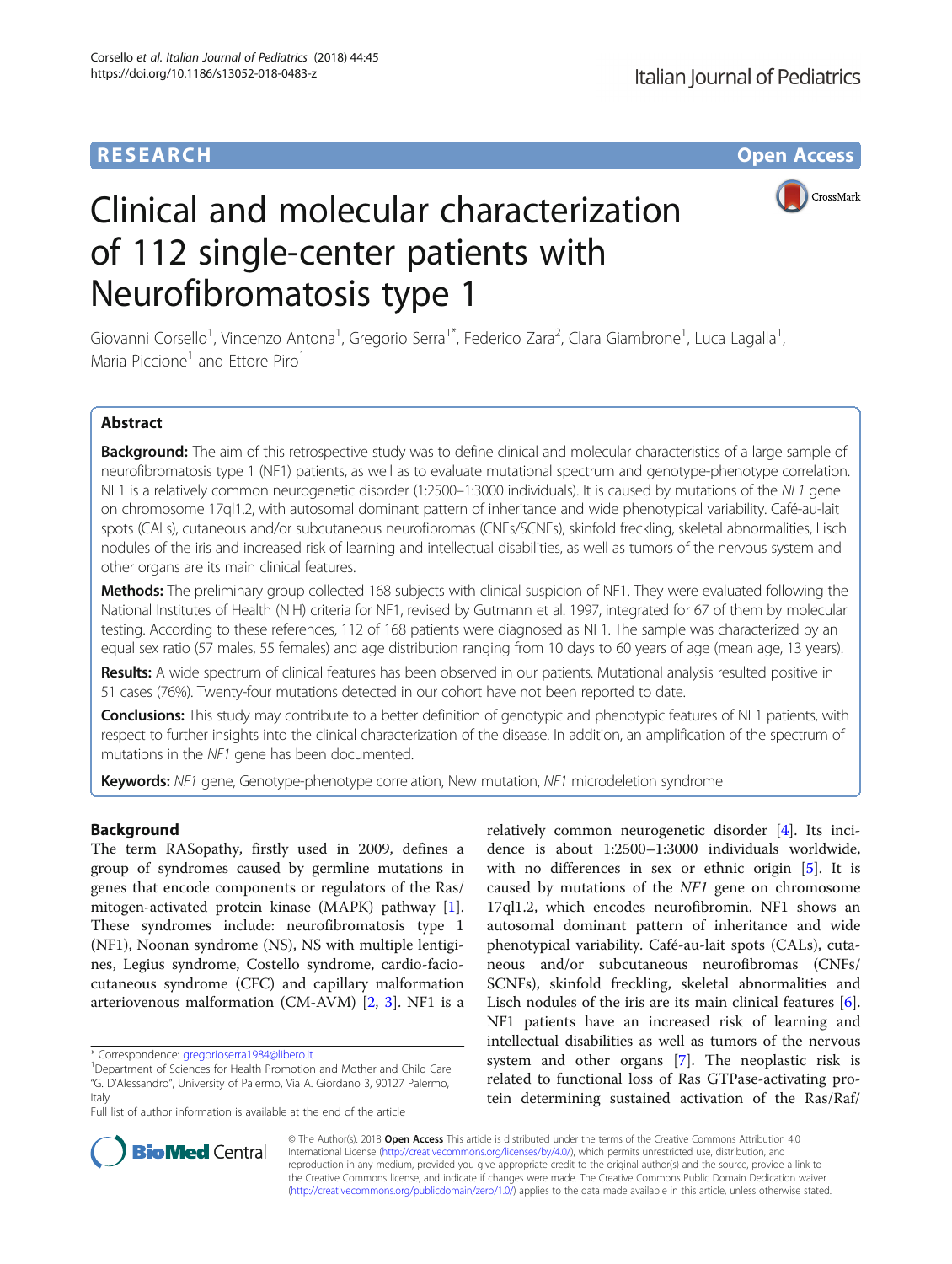RESEARCH

Open Access

# Clinical and molecular characterization of 112 single-center patients with Neurofibromatosis type 1

Giovanni Corsello[1], Vincenzo Antona[1], Gregorio Serra[1*], Federico Zara[2], Clara Giambrone[1], Luca Lagalla[1], Maria Piccione[1] and Ettore Piro[1]

## Abstract

**Background:** The aim of this retrospective study was to define clinical and molecular characteristics of a large sample of neurofibromatosis type 1 (NF1) patients, as well as to evaluate mutational spectrum and genotype-phenotype correlation. NF1 is a relatively common neurogenetic disorder (1:2500–1:3000 individuals). It is caused by mutations of the *NF1* gene on chromosome 17ql1.2, with autosomal dominant pattern of inheritance and wide phenotypical variability. Café-au-lait spots (CALs), cutaneous and/or subcutaneous neurofibromas (CNFs/SCNFs), skinfold freckling, skeletal abnormalities, Lisch nodules of the iris and increased risk of learning and intellectual disabilities, as well as tumors of the nervous system and other organs are its main clinical features.

**Methods:** The preliminary group collected 168 subjects with clinical suspicion of NF1. They were evaluated following the National Institutes of Health (NIH) criteria for NF1, revised by Gutmann et al. 1997, integrated for 67 of them by molecular testing. According to these references, 112 of 168 patients were diagnosed as NF1. The sample was characterized by an equal sex ratio (57 males, 55 females) and age distribution ranging from 10 days to 60 years of age (mean age, 13 years).

**Results:** A wide spectrum of clinical features has been observed in our patients. Mutational analysis resulted positive in 51 cases (76%). Twenty-four mutations detected in our cohort have not been reported to date.

**Conclusions:** This study may contribute to a better definition of genotypic and phenotypic features of NF1 patients, with respect to further insights into the clinical characterization of the disease. In addition, an amplification of the spectrum of mutations in the *NF1* gene has been documented.

**Keywords:** *NF1* gene, Genotype-phenotype correlation, New mutation, *NF1* microdeletion syndrome

## Background

The term RASopathy, firstly used in 2009, defines a group of syndromes caused by germline mutations in genes that encode components or regulators of the Ras/mitogen-activated protein kinase (MAPK) pathway [1]. These syndromes include: neurofibromatosis type 1 (NF1), Noonan syndrome (NS), NS with multiple lentigines, Legius syndrome, Costello syndrome, cardio-facio-cutaneous syndrome (CFC) and capillary malformation arteriovenous malformation (CM-AVM) [2, 3]. NF1 is a relatively common neurogenetic disorder [4]. Its incidence is about 1:2500–1:3000 individuals worldwide, with no differences in sex or ethnic origin [5]. It is caused by mutations of the *NF1* gene on chromosome 17ql1.2, which encodes neurofibromin. NF1 shows an autosomal dominant pattern of inheritance and wide phenotypical variability. Café-au-lait spots (CALs), cutaneous and/or subcutaneous neurofibromas (CNFs/SCNFs), skinfold freckling, skeletal abnormalities and Lisch nodules of the iris are its main clinical features [6]. NF1 patients have an increased risk of learning and intellectual disabilities as well as tumors of the nervous system and other organs [7]. The neoplastic risk is related to functional loss of Ras GTPase-activating protein determining sustained activation of the Ras/Raf/

\* Correspondence: gregorioserra1984@libero.it
[1]Department of Sciences for Health Promotion and Mother and Child Care "G. D'Alessandro", University of Palermo, Via A. Giordano 3, 90127 Palermo, Italy
Full list of author information is available at the end of the article

© The Author(s). 2018 **Open Access** This article is distributed under the terms of the Creative Commons Attribution 4.0 International License (http://creativecommons.org/licenses/by/4.0/), which permits unrestricted use, distribution, and reproduction in any medium, provided you give appropriate credit to the original author(s) and the source, provide a link to the Creative Commons license, and indicate if changes were made. The Creative Commons Public Domain Dedication waiver (http://creativecommons.org/publicdomain/zero/1.0/) applies to the data made available in this article, unless otherwise stated.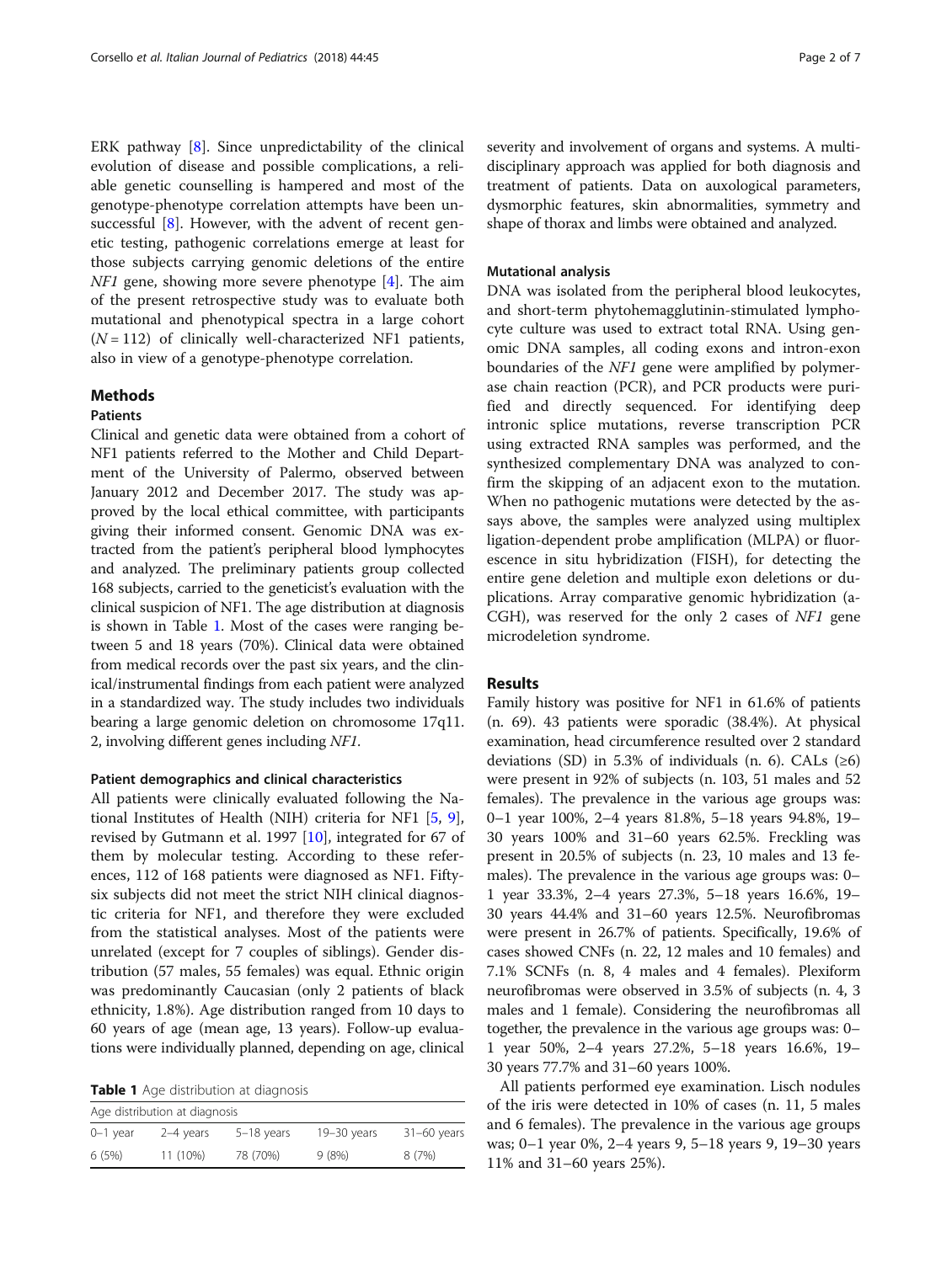ERK pathway [8]. Since unpredictability of the clinical evolution of disease and possible complications, a reliable genetic counselling is hampered and most of the genotype-phenotype correlation attempts have been unsuccessful [8]. However, with the advent of recent genetic testing, pathogenic correlations emerge at least for those subjects carrying genomic deletions of the entire *NF1* gene, showing more severe phenotype [4]. The aim of the present retrospective study was to evaluate both mutational and phenotypical spectra in a large cohort ($N = 112$) of clinically well-characterized NF1 patients, also in view of a genotype-phenotype correlation.

## Methods

### Patients

Clinical and genetic data were obtained from a cohort of NF1 patients referred to the Mother and Child Department of the University of Palermo, observed between January 2012 and December 2017. The study was approved by the local ethical committee, with participants giving their informed consent. Genomic DNA was extracted from the patient's peripheral blood lymphocytes and analyzed. The preliminary patients group collected 168 subjects, carried to the geneticist's evaluation with the clinical suspicion of NF1. The age distribution at diagnosis is shown in Table 1. Most of the cases were ranging between 5 and 18 years (70%). Clinical data were obtained from medical records over the past six years, and the clinical/instrumental findings from each patient were analyzed in a standardized way. The study includes two individuals bearing a large genomic deletion on chromosome 17q11.2, involving different genes including *NF1*.

### Patient demographics and clinical characteristics

All patients were clinically evaluated following the National Institutes of Health (NIH) criteria for NF1 [5, 9], revised by Gutmann et al. 1997 [10], integrated for 67 of them by molecular testing. According to these references, 112 of 168 patients were diagnosed as NF1. Fifty-six subjects did not meet the strict NIH clinical diagnostic criteria for NF1, and therefore they were excluded from the statistical analyses. Most of the patients were unrelated (except for 7 couples of siblings). Gender distribution (57 males, 55 females) was equal. Ethnic origin was predominantly Caucasian (only 2 patients of black ethnicity, 1.8%). Age distribution ranged from 10 days to 60 years of age (mean age, 13 years). Follow-up evaluations were individually planned, depending on age, clinical severity and involvement of organs and systems. A multidisciplinary approach was applied for both diagnosis and treatment of patients. Data on auxological parameters, dysmorphic features, skin abnormalities, symmetry and shape of thorax and limbs were obtained and analyzed.

**Table 1** Age distribution at diagnosis

| Age distribution at diagnosis | | | | |
|---|---|---|---|---|
| 0–1 year | 2–4 years | 5–18 years | 19–30 years | 31–60 years |
| 6 (5%) | 11 (10%) | 78 (70%) | 9 (8%) | 8 (7%) |

### Mutational analysis

DNA was isolated from the peripheral blood leukocytes, and short-term phytohemagglutinin-stimulated lymphocyte culture was used to extract total RNA. Using genomic DNA samples, all coding exons and intron-exon boundaries of the *NF1* gene were amplified by polymerase chain reaction (PCR), and PCR products were purified and directly sequenced. For identifying deep intronic splice mutations, reverse transcription PCR using extracted RNA samples was performed, and the synthesized complementary DNA was analyzed to confirm the skipping of an adjacent exon to the mutation. When no pathogenic mutations were detected by the assays above, the samples were analyzed using multiplex ligation-dependent probe amplification (MLPA) or fluorescence in situ hybridization (FISH), for detecting the entire gene deletion and multiple exon deletions or duplications. Array comparative genomic hybridization (a-CGH), was reserved for the only 2 cases of *NF1* gene microdeletion syndrome.

## Results

Family history was positive for NF1 in 61.6% of patients (n. 69). 43 patients were sporadic (38.4%). At physical examination, head circumference resulted over 2 standard deviations (SD) in 5.3% of individuals (n. 6). CALs (≥6) were present in 92% of subjects (n. 103, 51 males and 52 females). The prevalence in the various age groups was: 0–1 year 100%, 2–4 years 81.8%, 5–18 years 94.8%, 19–30 years 100% and 31–60 years 62.5%. Freckling was present in 20.5% of subjects (n. 23, 10 males and 13 females). The prevalence in the various age groups was: 0–1 year 33.3%, 2–4 years 27.3%, 5–18 years 16.6%, 19–30 years 44.4% and 31–60 years 12.5%. Neurofibromas were present in 26.7% of patients. Specifically, 19.6% of cases showed CNFs (n. 22, 12 males and 10 females) and 7.1% SCNFs (n. 8, 4 males and 4 females). Plexiform neurofibromas were observed in 3.5% of subjects (n. 4, 3 males and 1 female). Considering the neurofibromas all together, the prevalence in the various age groups was: 0–1 year 50%, 2–4 years 27.2%, 5–18 years 16.6%, 19–30 years 77.7% and 31–60 years 100%.

All patients performed eye examination. Lisch nodules of the iris were detected in 10% of cases (n. 11, 5 males and 6 females). The prevalence in the various age groups was; 0–1 year 0%, 2–4 years 9, 5–18 years 9, 19–30 years 11% and 31–60 years 25%).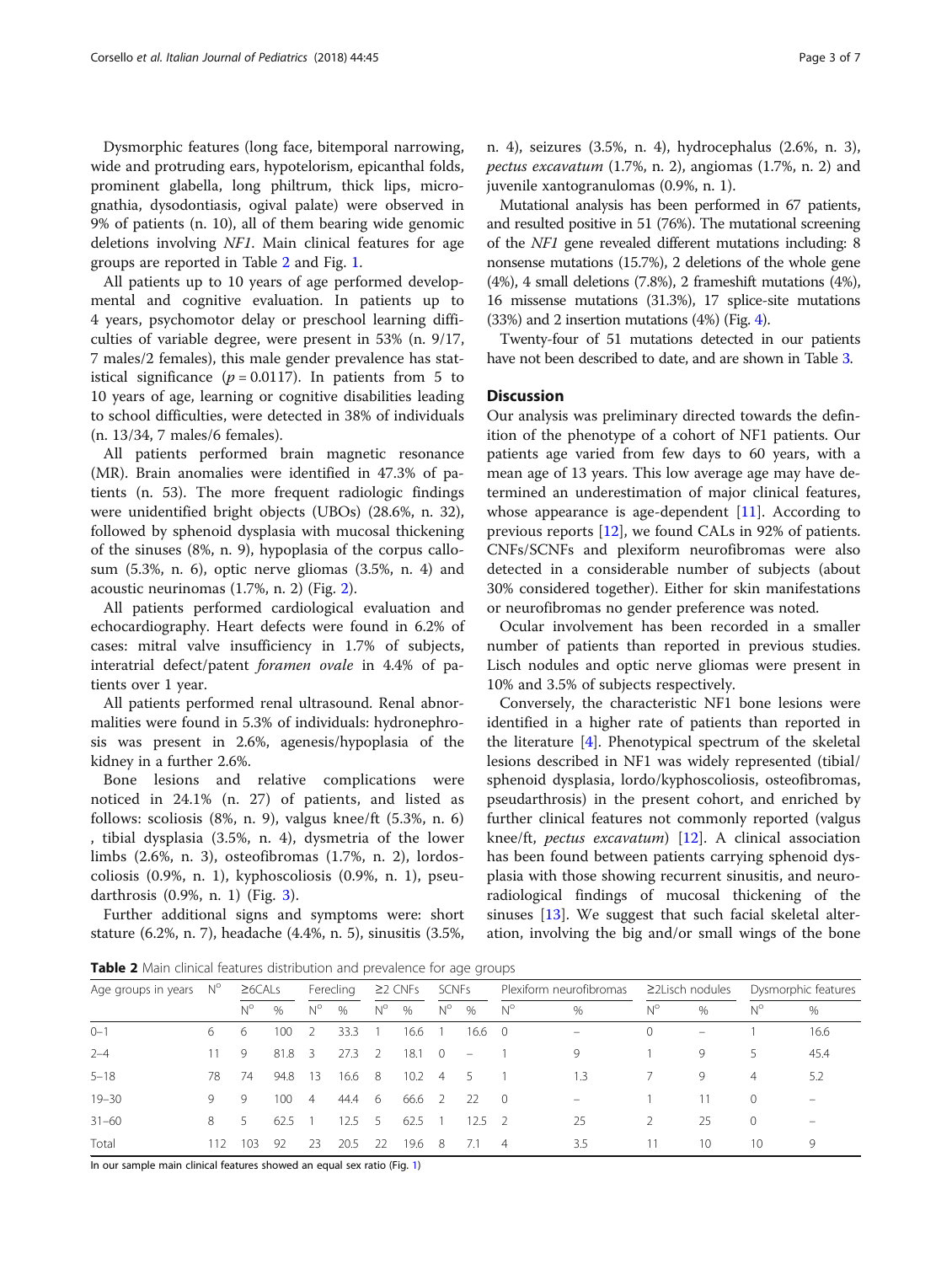Dysmorphic features (long face, bitemporal narrowing, wide and protruding ears, hypotelorism, epicanthal folds, prominent glabella, long philtrum, thick lips, micrognathia, dysodontiasis, ogival palate) were observed in 9% of patients (n. 10), all of them bearing wide genomic deletions involving *NF1*. Main clinical features for age groups are reported in Table 2 and Fig. 1.

All patients up to 10 years of age performed developmental and cognitive evaluation. In patients up to 4 years, psychomotor delay or preschool learning difficulties of variable degree, were present in 53% (n. 9/17, 7 males/2 females), this male gender prevalence has statistical significance ($p = 0.0117$). In patients from 5 to 10 years of age, learning or cognitive disabilities leading to school difficulties, were detected in 38% of individuals (n. 13/34, 7 males/6 females).

All patients performed brain magnetic resonance (MR). Brain anomalies were identified in 47.3% of patients (n. 53). The more frequent radiologic findings were unidentified bright objects (UBOs) (28.6%, n. 32), followed by sphenoid dysplasia with mucosal thickening of the sinuses (8%, n. 9), hypoplasia of the corpus callosum (5.3%, n. 6), optic nerve gliomas (3.5%, n. 4) and acoustic neurinomas (1.7%, n. 2) (Fig. 2).

All patients performed cardiological evaluation and echocardiography. Heart defects were found in 6.2% of cases: mitral valve insufficiency in 1.7% of subjects, interatrial defect/patent *foramen ovale* in 4.4% of patients over 1 year.

All patients performed renal ultrasound. Renal abnormalities were found in 5.3% of individuals: hydronephrosis was present in 2.6%, agenesis/hypoplasia of the kidney in a further 2.6%.

Bone lesions and relative complications were noticed in 24.1% (n. 27) of patients, and listed as follows: scoliosis (8%, n. 9), valgus knee/ft (5.3%, n. 6) , tibial dysplasia (3.5%, n. 4), dysmetria of the lower limbs (2.6%, n. 3), osteofibromas (1.7%, n. 2), lordoscoliosis (0.9%, n. 1), kyphoscoliosis (0.9%, n. 1), pseudarthrosis (0.9%, n. 1) (Fig. 3).

Further additional signs and symptoms were: short stature (6.2%, n. 7), headache (4.4%, n. 5), sinusitis (3.5%, n. 4), seizures (3.5%, n. 4), hydrocephalus (2.6%, n. 3), *pectus excavatum* (1.7%, n. 2), angiomas (1.7%, n. 2) and juvenile xantogranulomas (0.9%, n. 1).

Mutational analysis has been performed in 67 patients, and resulted positive in 51 (76%). The mutational screening of the *NF1* gene revealed different mutations including: 8 nonsense mutations (15.7%), 2 deletions of the whole gene (4%), 4 small deletions (7.8%), 2 frameshift mutations (4%), 16 missense mutations (31.3%), 17 splice-site mutations (33%) and 2 insertion mutations (4%) (Fig. 4).

Twenty-four of 51 mutations detected in our patients have not been described to date, and are shown in Table 3.

## Discussion

Our analysis was preliminary directed towards the definition of the phenotype of a cohort of NF1 patients. Our patients age varied from few days to 60 years, with a mean age of 13 years. This low average age may have determined an underestimation of major clinical features, whose appearance is age-dependent [11]. According to previous reports [12], we found CALs in 92% of patients. CNFs/SCNFs and plexiform neurofibromas were also detected in a considerable number of subjects (about 30% considered together). Either for skin manifestations or neurofibromas no gender preference was noted.

Ocular involvement has been recorded in a smaller number of patients than reported in previous studies. Lisch nodules and optic nerve gliomas were present in 10% and 3.5% of subjects respectively.

Conversely, the characteristic NF1 bone lesions were identified in a higher rate of patients than reported in the literature [4]. Phenotypical spectrum of the skeletal lesions described in NF1 was widely represented (tibial/sphenoid dysplasia, lordo/kyphoscoliosis, osteofibromas, pseudarthrosis) in the present cohort, and enriched by further clinical features not commonly reported (valgus knee/ft, *pectus excavatum*) [12]. A clinical association has been found between patients carrying sphenoid dysplasia with those showing recurrent sinusitis, and neuroradiological findings of mucosal thickening of the sinuses [13]. We suggest that such facial skeletal alteration, involving the big and/or small wings of the bone

**Table 2** Main clinical features distribution and prevalence for age groups

| Age groups in years | N° | ≥6CALs | | Ferecling | | ≥2 CNFs | | SCNFs | | Plexiform neurofibromas | | ≥2Lisch nodules | | Dysmorphic features | |
|---|---|---|---|---|---|---|---|---|---|---|---|---|---|---|---|
| | | N° | % | N° | % | N° | % | N° | % | N° | % | N° | % | N° | % |
| 0–1 | 6 | 6 | 100 | 2 | 33.3 | 1 | 16.6 | 1 | 16.6 | 0 | – | 0 | – | 1 | 16.6 |
| 2–4 | 11 | 9 | 81.8 | 3 | 27.3 | 2 | 18.1 | 0 | – | 1 | 9 | 1 | 9 | 5 | 45.4 |
| 5–18 | 78 | 74 | 94.8 | 13 | 16.6 | 8 | 10.2 | 4 | 5 | 1 | 1.3 | 7 | 9 | 4 | 5.2 |
| 19–30 | 9 | 9 | 100 | 4 | 44.4 | 6 | 66.6 | 2 | 22 | 0 | – | 1 | 11 | 0 | – |
| 31–60 | 8 | 5 | 62.5 | 1 | 12.5 | 5 | 62.5 | 1 | 12.5 | 2 | 25 | 2 | 25 | 0 | – |
| Total | 112 | 103 | 92 | 23 | 20.5 | 22 | 19.6 | 8 | 7.1 | 4 | 3.5 | 11 | 10 | 10 | 9 |

In our sample main clinical features showed an equal sex ratio (Fig. 1)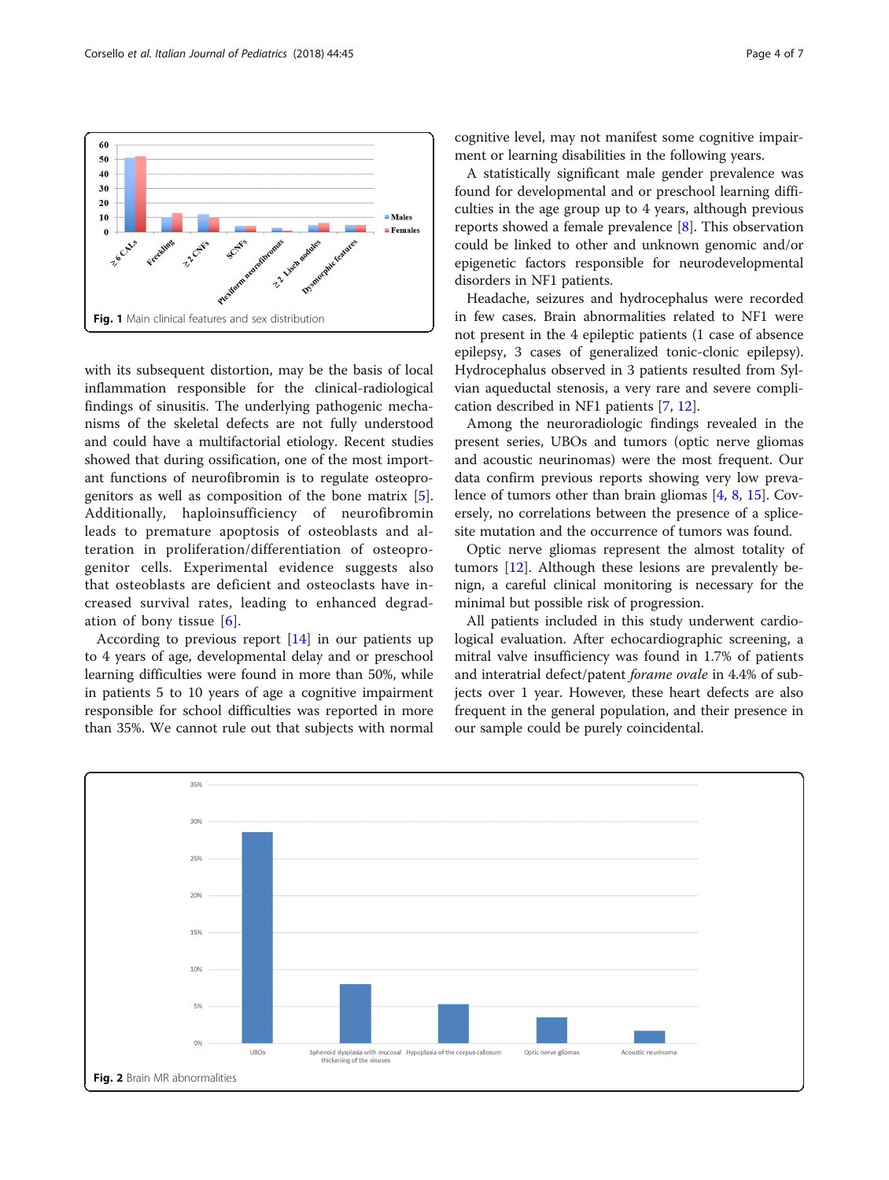Fig. 1 Main clinical features and sex distribution

with its subsequent distortion, may be the basis of local inflammation responsible for the clinical-radiological findings of sinusitis. The underlying pathogenic mechanisms of the skeletal defects are not fully understood and could have a multifactorial etiology. Recent studies showed that during ossification, one of the most important functions of neurofibromin is to regulate osteoprogenitors as well as composition of the bone matrix [5]. Additionally, haploinsufficiency of neurofibromin leads to premature apoptosis of osteoblasts and alteration in proliferation/differentiation of osteoprogenitor cells. Experimental evidence suggests also that osteoblasts are deficient and osteoclasts have increased survival rates, leading to enhanced degradation of bony tissue [6].

According to previous report [14] in our patients up to 4 years of age, developmental delay and or preschool learning difficulties were found in more than 50%, while in patients 5 to 10 years of age a cognitive impairment responsible for school difficulties was reported in more than 35%. We cannot rule out that subjects with normal cognitive level, may not manifest some cognitive impairment or learning disabilities in the following years.

A statistically significant male gender prevalence was found for developmental and or preschool learning difficulties in the age group up to 4 years, although previous reports showed a female prevalence [8]. This observation could be linked to other and unknown genomic and/or epigenetic factors responsible for neurodevelopmental disorders in NF1 patients.

Headache, seizures and hydrocephalus were recorded in few cases. Brain abnormalities related to NF1 were not present in the 4 epileptic patients (1 case of absence epilepsy, 3 cases of generalized tonic-clonic epilepsy). Hydrocephalus observed in 3 patients resulted from Sylvian aqueductal stenosis, a very rare and severe complication described in NF1 patients [7, 12].

Among the neuroradiologic findings revealed in the present series, UBOs and tumors (optic nerve gliomas and acoustic neurinomas) were the most frequent. Our data confirm previous reports showing very low prevalence of tumors other than brain gliomas [4, 8, 15]. Conversely, no correlations between the presence of a splice-site mutation and the occurrence of tumors was found.

Optic nerve gliomas represent the almost totality of tumors [12]. Although these lesions are prevalently benign, a careful clinical monitoring is necessary for the minimal but possible risk of progression.

All patients included in this study underwent cardiological evaluation. After echocardiographic screening, a mitral valve insufficiency was found in 1.7% of patients and interatrial defect/patent *forame ovale* in 4.4% of subjects over 1 year. However, these heart defects are also frequent in the general population, and their presence in our sample could be purely coincidental.

Fig. 2 Brain MR abnormalities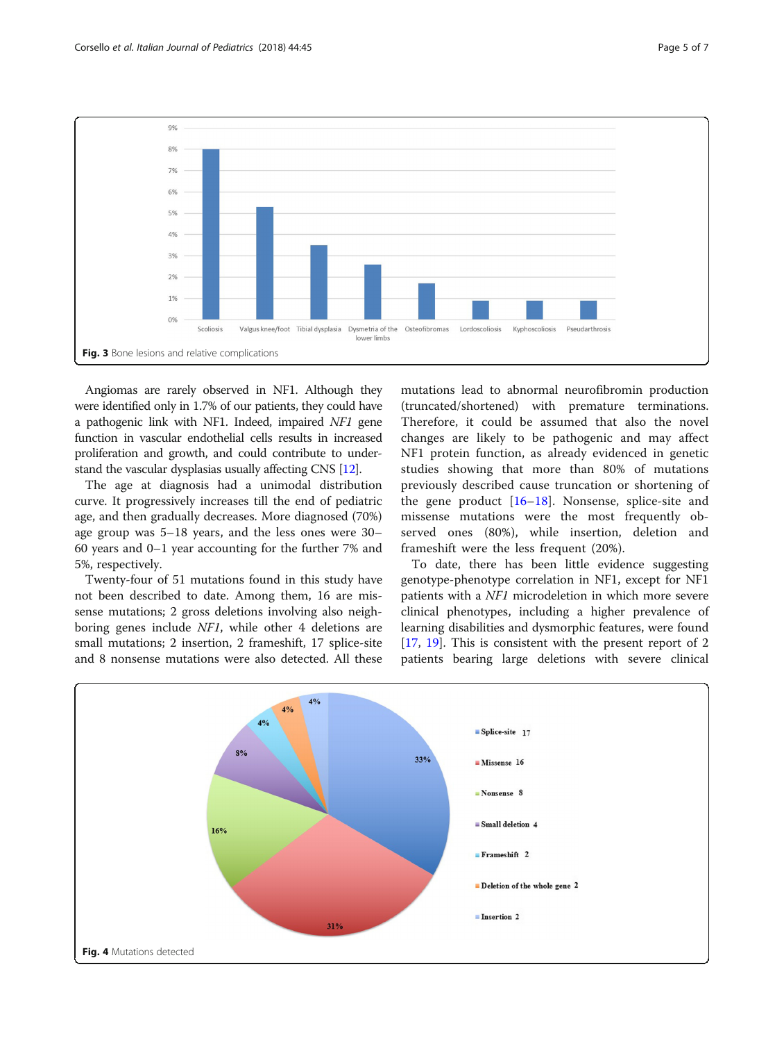Fig. 3 Bone lesions and relative complications

Angiomas are rarely observed in NF1. Although they were identified only in 1.7% of our patients, they could have a pathogenic link with NF1. Indeed, impaired *NF1* gene function in vascular endothelial cells results in increased proliferation and growth, and could contribute to understand the vascular dysplasias usually affecting CNS [12].

The age at diagnosis had a unimodal distribution curve. It progressively increases till the end of pediatric age, and then gradually decreases. More diagnosed (70%) age group was 5–18 years, and the less ones were 30–60 years and 0–1 year accounting for the further 7% and 5%, respectively.

Twenty-four of 51 mutations found in this study have not been described to date. Among them, 16 are missense mutations; 2 gross deletions involving also neighboring genes include *NF1*, while other 4 deletions are small mutations; 2 insertion, 2 frameshift, 17 splice-site and 8 nonsense mutations were also detected. All these mutations lead to abnormal neurofibromin production (truncated/shortened) with premature terminations. Therefore, it could be assumed that also the novel changes are likely to be pathogenic and may affect NF1 protein function, as already evidenced in genetic studies showing that more than 80% of mutations previously described cause truncation or shortening of the gene product [16–18]. Nonsense, splice-site and missense mutations were the most frequently observed ones (80%), while insertion, deletion and frameshift were the less frequent (20%).

To date, there has been little evidence suggesting genotype-phenotype correlation in NF1, except for NF1 patients with a *NF1* microdeletion in which more severe clinical phenotypes, including a higher prevalence of learning disabilities and dysmorphic features, were found [17, 19]. This is consistent with the present report of 2 patients bearing large deletions with severe clinical

Fig. 4 Mutations detected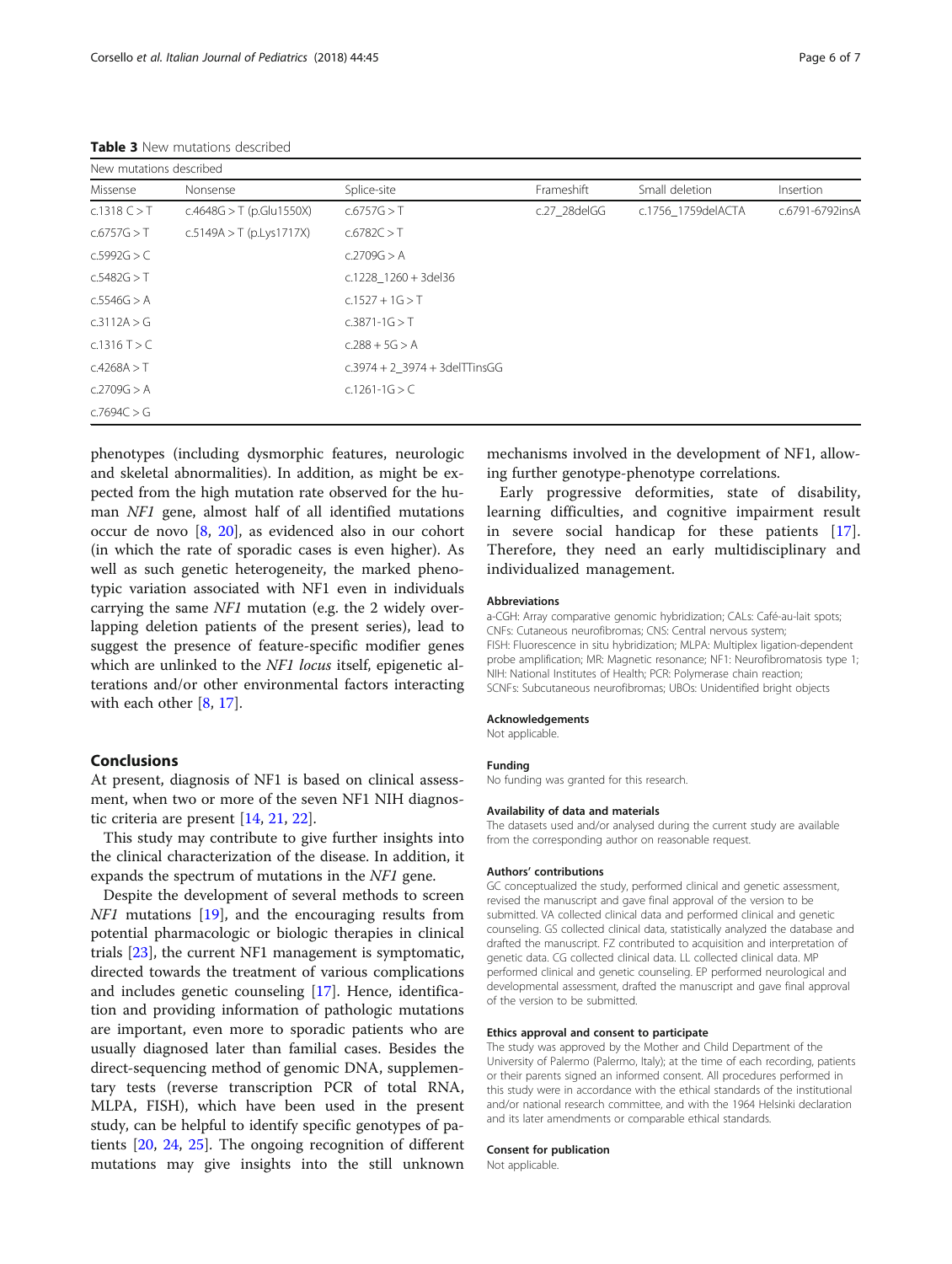**Table 3** New mutations described

| New mutations described | | | | | |
|---|---|---|---|---|---|
| Missense | Nonsense | Splice-site | Frameshift | Small deletion | Insertion |
| c.1318 C > T | c.4648G > T (p.Glu1550X) | c.6757G > T | c.27_28delGG | c.1756_1759delACTA | c.6791-6792insA |
| c.6757G > T | c.5149A > T (p.Lys1717X) | c.6782C > T | | | |
| c.5992G > C | | c.2709G > A | | | |
| c.5482G > T | | c.1228_1260 + 3del36 | | | |
| c.5546G > A | | c.1527 + 1G > T | | | |
| c.3112A > G | | c.3871-1G > T | | | |
| c.1316 T > C | | c.288 + 5G > A | | | |
| c.4268A > T | | c.3974 + 2_3974 + 3delTTinsGG | | | |
| c.2709G > A | | c.1261-1G > C | | | |
| c.7694C > G | | | | | |

phenotypes (including dysmorphic features, neurologic and skeletal abnormalities). In addition, as might be expected from the high mutation rate observed for the human *NF1* gene, almost half of all identified mutations occur de novo [8, 20], as evidenced also in our cohort (in which the rate of sporadic cases is even higher). As well as such genetic heterogeneity, the marked phenotypic variation associated with NF1 even in individuals carrying the same *NF1* mutation (e.g. the 2 widely overlapping deletion patients of the present series), lead to suggest the presence of feature-specific modifier genes which are unlinked to the *NF1 locus* itself, epigenetic alterations and/or other environmental factors interacting with each other [8, 17].

## Conclusions

At present, diagnosis of NF1 is based on clinical assessment, when two or more of the seven NF1 NIH diagnostic criteria are present [14, 21, 22].

This study may contribute to give further insights into the clinical characterization of the disease. In addition, it expands the spectrum of mutations in the *NF1* gene.

Despite the development of several methods to screen *NF1* mutations [19], and the encouraging results from potential pharmacologic or biologic therapies in clinical trials [23], the current NF1 management is symptomatic, directed towards the treatment of various complications and includes genetic counseling [17]. Hence, identification and providing information of pathologic mutations are important, even more to sporadic patients who are usually diagnosed later than familial cases. Besides the direct-sequencing method of genomic DNA, supplementary tests (reverse transcription PCR of total RNA, MLPA, FISH), which have been used in the present study, can be helpful to identify specific genotypes of patients [20, 24, 25]. The ongoing recognition of different mutations may give insights into the still unknown mechanisms involved in the development of NF1, allowing further genotype-phenotype correlations.

Early progressive deformities, state of disability, learning difficulties, and cognitive impairment result in severe social handicap for these patients [17]. Therefore, they need an early multidisciplinary and individualized management.

#### Abbreviations

a-CGH: Array comparative genomic hybridization; CALs: Café-au-lait spots; CNFs: Cutaneous neurofibromas; CNS: Central nervous system; FISH: Fluorescence in situ hybridization; MLPA: Multiplex ligation-dependent probe amplification; MR: Magnetic resonance; NF1: Neurofibromatosis type 1; NIH: National Institutes of Health; PCR: Polymerase chain reaction; SCNFs: Subcutaneous neurofibromas; UBOs: Unidentified bright objects

#### Acknowledgements

Not applicable.

#### Funding

No funding was granted for this research.

#### Availability of data and materials

The datasets used and/or analysed during the current study are available from the corresponding author on reasonable request.

#### Authors' contributions

GC conceptualized the study, performed clinical and genetic assessment, revised the manuscript and gave final approval of the version to be submitted. VA collected clinical data and performed clinical and genetic counseling. GS collected clinical data, statistically analyzed the database and drafted the manuscript. FZ contributed to acquisition and interpretation of genetic data. CG collected clinical data. LL collected clinical data. MP performed clinical and genetic counseling. EP performed neurological and developmental assessment, drafted the manuscript and gave final approval of the version to be submitted.

#### Ethics approval and consent to participate

The study was approved by the Mother and Child Department of the University of Palermo (Palermo, Italy); at the time of each recording, patients or their parents signed an informed consent. All procedures performed in this study were in accordance with the ethical standards of the institutional and/or national research committee, and with the 1964 Helsinki declaration and its later amendments or comparable ethical standards.

#### Consent for publication

Not applicable.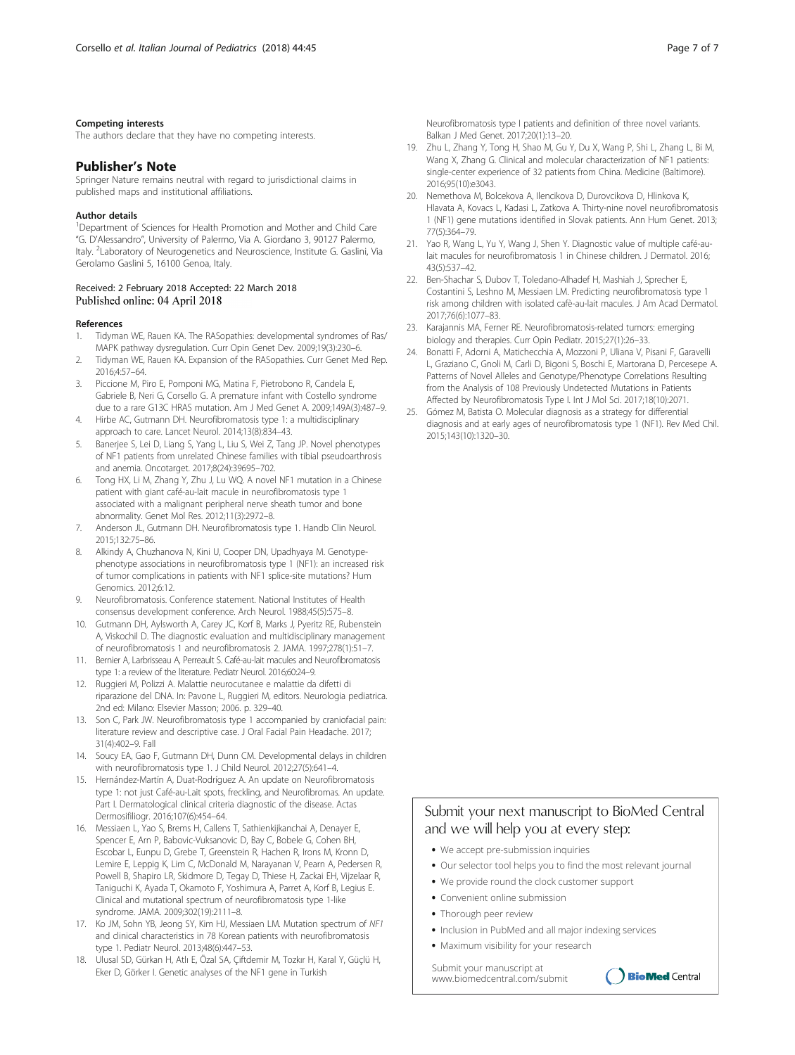### Competing interests

The authors declare that they have no competing interests.

## Publisher's Note

Springer Nature remains neutral with regard to jurisdictional claims in published maps and institutional affiliations.

### Author details

[1]Department of Sciences for Health Promotion and Mother and Child Care "G. D'Alessandro", University of Palermo, Via A. Giordano 3, 90127 Palermo, Italy. [2]Laboratory of Neurogenetics and Neuroscience, Institute G. Gaslini, Via Gerolamo Gaslini 5, 16100 Genoa, Italy.

Received: 2 February 2018 Accepted: 22 March 2018
Published online: 04 April 2018

### References

1. Tidyman WE, Rauen KA. The RASopathies: developmental syndromes of Ras/MAPK pathway dysregulation. Curr Opin Genet Dev. 2009;19(3):230–6.
2. Tidyman WE, Rauen KA. Expansion of the RASopathies. Curr Genet Med Rep. 2016;4:57–64.
3. Piccione M, Piro E, Pomponi MG, Matina F, Pietrobono R, Candela E, Gabriele B, Neri G, Corsello G. A premature infant with Costello syndrome due to a rare G13C HRAS mutation. Am J Med Genet A. 2009;149A(3):487–9.
4. Hirbe AC, Gutmann DH. Neurofibromatosis type 1: a multidisciplinary approach to care. Lancet Neurol. 2014;13(8):834–43.
5. Banerjee S, Lei D, Liang S, Yang L, Liu S, Wei Z, Tang JP. Novel phenotypes of NF1 patients from unrelated Chinese families with tibial pseudoarthrosis and anemia. Oncotarget. 2017;8(24):39695–702.
6. Tong HX, Li M, Zhang Y, Zhu J, Lu WQ. A novel NF1 mutation in a Chinese patient with giant café-au-lait macule in neurofibromatosis type 1 associated with a malignant peripheral nerve sheath tumor and bone abnormality. Genet Mol Res. 2012;11(3):2972–8.
7. Anderson JL, Gutmann DH. Neurofibromatosis type 1. Handb Clin Neurol. 2015;132:75–86.
8. Alkindy A, Chuzhanova N, Kini U, Cooper DN, Upadhyaya M. Genotype-phenotype associations in neurofibromatosis type 1 (NF1): an increased risk of tumor complications in patients with NF1 splice-site mutations? Hum Genomics. 2012;6:12.
9. Neurofibromatosis. Conference statement. National Institutes of Health consensus development conference. Arch Neurol. 1988;45(5):575–8.
10. Gutmann DH, Aylsworth A, Carey JC, Korf B, Marks J, Pyeritz RE, Rubenstein A, Viskochil D. The diagnostic evaluation and multidisciplinary management of neurofibromatosis 1 and neurofibromatosis 2. JAMA. 1997;278(1):51–7.
11. Bernier A, Larbrisseau A, Perreault S. Café-au-lait macules and Neurofibromatosis type 1: a review of the literature. Pediatr Neurol. 2016;60:24–9.
12. Ruggieri M, Polizzi A. Malattie neurocutanee e malattie da difetti di riparazione del DNA. In: Pavone L, Ruggieri M, editors. Neurologia pediatrica. 2nd ed: Milano: Elsevier Masson; 2006. p. 329–40.
13. Son C, Park JW. Neurofibromatosis type 1 accompanied by craniofacial pain: literature review and descriptive case. J Oral Facial Pain Headache. 2017;31(4):402–9. Fall
14. Soucy EA, Gao F, Gutmann DH, Dunn CM. Developmental delays in children with neurofibromatosis type 1. J Child Neurol. 2012;27(5):641–4.
15. Hernández-Martín A, Duat-Rodríguez A. An update on Neurofibromatosis type 1: not just Café-au-Lait spots, freckling, and Neurofibromas. An update. Part I. Dermatological clinical criteria diagnostic of the disease. Actas Dermosifiliogr. 2016;107(6):454–64.
16. Messiaen L, Yao S, Brems H, Callens T, Sathienkijkanchai A, Denayer E, Spencer E, Arn P, Babovic-Vuksanovic D, Bay C, Bobele G, Cohen BH, Escobar L, Eunpu D, Grebe T, Greenstein R, Hachen R, Irons M, Kronn D, Lemire E, Leppig K, Lim C, McDonald M, Narayanan V, Pearn A, Pedersen R, Powell B, Shapiro LR, Skidmore D, Tegay D, Thiese H, Zackai EH, Vijzelaar R, Taniguchi K, Ayada T, Okamoto F, Yoshimura A, Parret A, Korf B, Legius E. Clinical and mutational spectrum of neurofibromatosis type 1-like syndrome. JAMA. 2009;302(19):2111–8.
17. Ko JM, Sohn YB, Jeong SY, Kim HJ, Messiaen LM. Mutation spectrum of *NF1* and clinical characteristics in 78 Korean patients with neurofibromatosis type 1. Pediatr Neurol. 2013;48(6):447–53.
18. Ulusal SD, Gürkan H, Atlı E, Özal SA, Çiftdemir M, Tozkır H, Karal Y, Güçlü H, Eker D, Görker I. Genetic analyses of the NF1 gene in Turkish Neurofibromatosis type I patients and definition of three novel variants. Balkan J Med Genet. 2017;20(1):13–20.
19. Zhu L, Zhang Y, Tong H, Shao M, Gu Y, Du X, Wang P, Shi L, Zhang L, Bi M, Wang X, Zhang G. Clinical and molecular characterization of NF1 patients: single-center experience of 32 patients from China. Medicine (Baltimore). 2016;95(10):e3043.
20. Nemethova M, Bolcekova A, Ilencikova D, Durovcikova D, Hlinkova K, Hlavata A, Kovacs L, Kadasi L, Zatkova A. Thirty-nine novel neurofibromatosis 1 (NF1) gene mutations identified in Slovak patients. Ann Hum Genet. 2013;77(5):364–79.
21. Yao R, Wang L, Yu Y, Wang J, Shen Y. Diagnostic value of multiple café-au-lait macules for neurofibromatosis 1 in Chinese children. J Dermatol. 2016;43(5):537–42.
22. Ben-Shachar S, Dubov T, Toledano-Alhadef H, Mashiah J, Sprecher E, Constantini S, Leshno M, Messiaen LM. Predicting neurofibromatosis type 1 risk among children with isolated café-au-lait macules. J Am Acad Dermatol. 2017;76(6):1077–83.
23. Karajannis MA, Ferner RE. Neurofibromatosis-related tumors: emerging biology and therapies. Curr Opin Pediatr. 2015;27(1):26–33.
24. Bonatti F, Adorni A, Matichecchia A, Mozzoni P, Uliana V, Pisani F, Garavelli L, Graziano C, Gnoli M, Carli D, Bigoni S, Boschi E, Martorana D, Percesepe A. Patterns of Novel Alleles and Genotype/Phenotype Correlations Resulting from the Analysis of 108 Previously Undetected Mutations in Patients Affected by Neurofibromatosis Type I. Int J Mol Sci. 2017;18(10):2071.
25. Gómez M, Batista O. Molecular diagnosis as a strategy for differential diagnosis and at early ages of neurofibromatosis type 1 (NF1). Rev Med Chil. 2015;143(10):1320–30.

Submit your next manuscript to BioMed Central and we will help you at every step:

- We accept pre-submission inquiries
- Our selector tool helps you to find the most relevant journal
- We provide round the clock customer support
- Convenient online submission
- Thorough peer review
- Inclusion in PubMed and all major indexing services
- Maximum visibility for your research

Submit your manuscript at
www.biomedcentral.com/submit